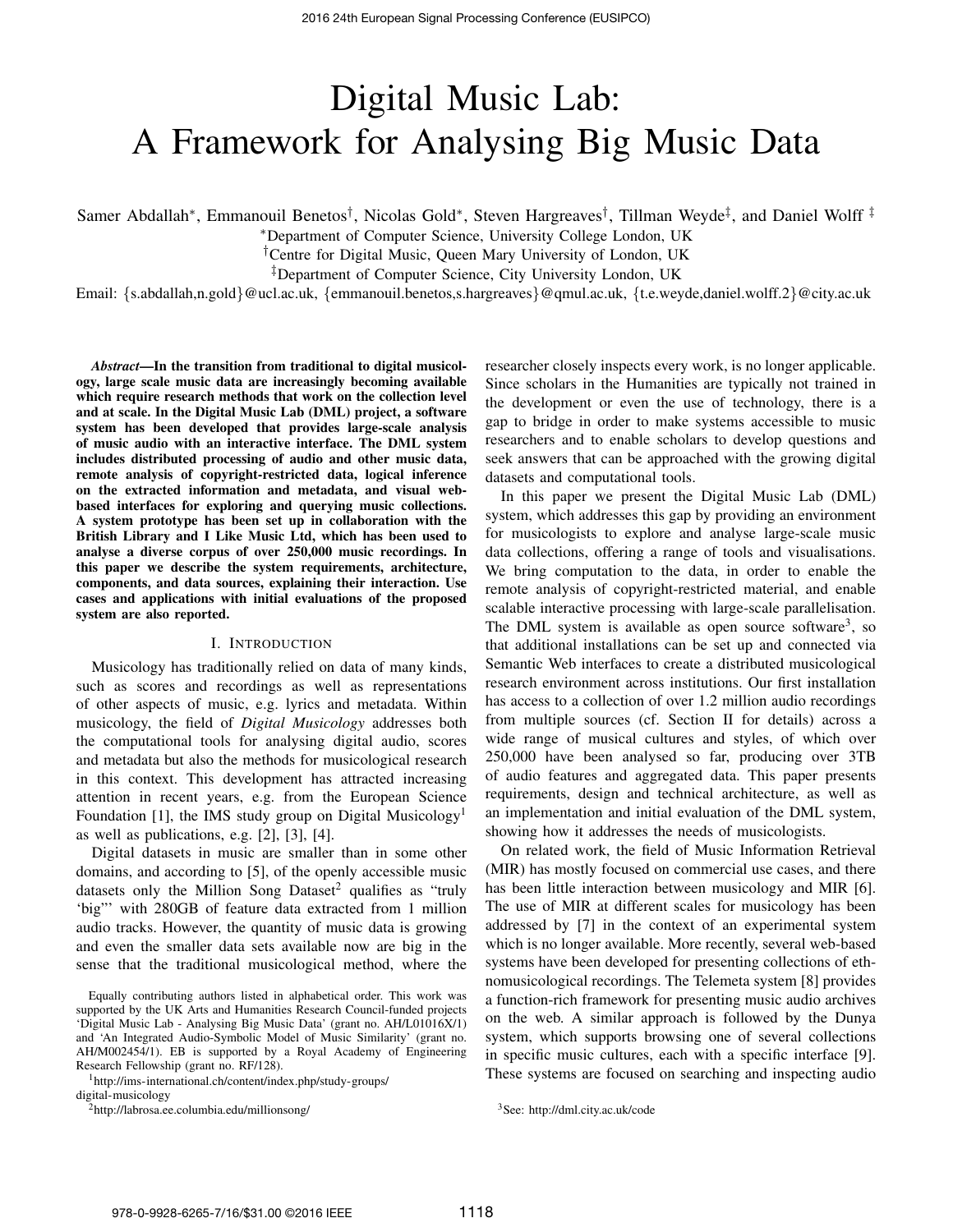# Digital Music Lab: A Framework for Analysing Big Music Data

Samer Abdallah*, Emmanouil Benetos†, Nicolas Gold*, Steven Hargreaves†, Tillman Weyde‡, and Daniel Wolff ‡

*Department of Computer Science, University College London, UK

†Centre for Digital Music, Queen Mary University of London, UK

‡Department of Computer Science, City University London, UK

Email: {s.abdallah,n.gold}@ucl.ac.uk, {emmanouil.benetos,s.hargreaves}@qmul.ac.uk, {t.e.weyde,daniel.wolff.2}@city.ac.uk

***Abstract*—In the transition from traditional to digital musicology, large scale music data are increasingly becoming available which require research methods that work on the collection level and at scale. In the Digital Music Lab (DML) project, a software system has been developed that provides large-scale analysis of music audio with an interactive interface. The DML system includes distributed processing of audio and other music data, remote analysis of copyright-restricted data, logical inference on the extracted information and metadata, and visual web-based interfaces for exploring and querying music collections. A system prototype has been set up in collaboration with the British Library and I Like Music Ltd, which has been used to analyse a diverse corpus of over 250,000 music recordings. In this paper we describe the system requirements, architecture, components, and data sources, explaining their interaction. Use cases and applications with initial evaluations of the proposed system are also reported.**

## I. Introduction

Musicology has traditionally relied on data of many kinds, such as scores and recordings as well as representations of other aspects of music, e.g. lyrics and metadata. Within musicology, the field of *Digital Musicology* addresses both the computational tools for analysing digital audio, scores and metadata but also the methods for musicological research in this context. This development has attracted increasing attention in recent years, e.g. from the European Science Foundation [1], the IMS study group on Digital Musicology[1] as well as publications, e.g. [2], [3], [4].

Digital datasets in music are smaller than in some other domains, and according to [5], of the openly accessible music datasets only the Million Song Dataset[2] qualifies as "truly 'big"' with 280GB of feature data extracted from 1 million audio tracks. However, the quantity of music data is growing and even the smaller data sets available now are big in the sense that the traditional musicological method, where the researcher closely inspects every work, is no longer applicable. Since scholars in the Humanities are typically not trained in the development or even the use of technology, there is a gap to bridge in order to make systems accessible to music researchers and to enable scholars to develop questions and seek answers that can be approached with the growing digital datasets and computational tools.

In this paper we present the Digital Music Lab (DML) system, which addresses this gap by providing an environment for musicologists to explore and analyse large-scale music data collections, offering a range of tools and visualisations. We bring computation to the data, in order to enable the remote analysis of copyright-restricted material, and enable scalable interactive processing with large-scale parallelisation. The DML system is available as open source software[3], so that additional installations can be set up and connected via Semantic Web interfaces to create a distributed musicological research environment across institutions. Our first installation has access to a collection of over 1.2 million audio recordings from multiple sources (cf. Section II for details) across a wide range of musical cultures and styles, of which over 250,000 have been analysed so far, producing over 3TB of audio features and aggregated data. This paper presents requirements, design and technical architecture, as well as an implementation and initial evaluation of the DML system, showing how it addresses the needs of musicologists.

On related work, the field of Music Information Retrieval (MIR) has mostly focused on commercial use cases, and there has been little interaction between musicology and MIR [6]. The use of MIR at different scales for musicology has been addressed by [7] in the context of an experimental system which is no longer available. More recently, several web-based systems have been developed for presenting collections of ethnomusicological recordings. The Telemeta system [8] provides a function-rich framework for presenting music audio archives on the web. A similar approach is followed by the Dunya system, which supports browsing one of several collections in specific music cultures, each with a specific interface [9]. These systems are focused on searching and inspecting audio

Equally contributing authors listed in alphabetical order. This work was supported by the UK Arts and Humanities Research Council-funded projects 'Digital Music Lab - Analysing Big Music Data' (grant no. AH/L01016X/1) and 'An Integrated Audio-Symbolic Model of Music Similarity' (grant no. AH/M002454/1). EB is supported by a Royal Academy of Engineering Research Fellowship (grant no. RF/128).

[1] http://ims-international.ch/content/index.php/study-groups/digital-musicology

[2] http://labrosa.ee.columbia.edu/millionsong/

[3] See: http://dml.city.ac.uk/code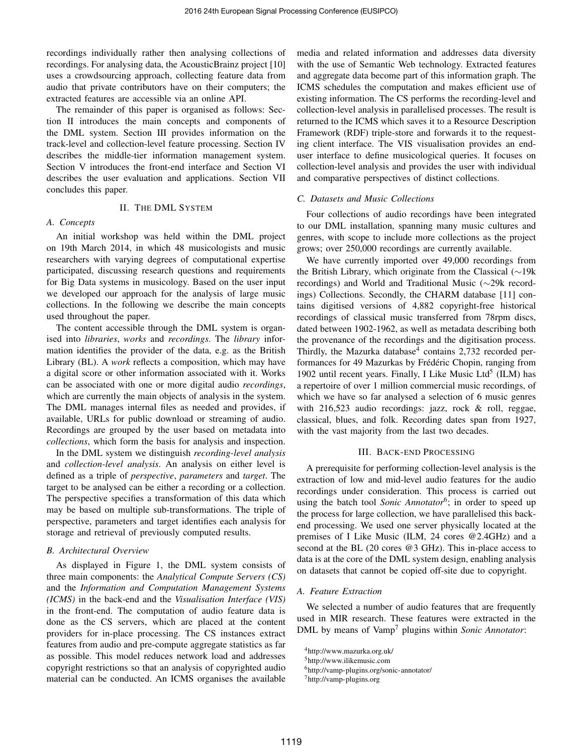recordings individually rather then analysing collections of recordings. For analysing data, the AcousticBrainz project [10] uses a crowdsourcing approach, collecting feature data from audio that private contributors have on their computers; the extracted features are accessible via an online API.

The remainder of this paper is organised as follows: Section II introduces the main concepts and components of the DML system. Section III provides information on the track-level and collection-level feature processing. Section IV describes the middle-tier information management system. Section V introduces the front-end interface and Section VI describes the user evaluation and applications. Section VII concludes this paper.

## II. The DML System

### A. Concepts

An initial workshop was held within the DML project on 19th March 2014, in which 48 musicologists and music researchers with varying degrees of computational expertise participated, discussing research questions and requirements for Big Data systems in musicology. Based on the user input we developed our approach for the analysis of large music collections. In the following we describe the main concepts used throughout the paper.

The content accessible through the DML system is organised into *libraries*, *works* and *recordings*. The *library* information identifies the provider of the data, e.g. as the British Library (BL). A *work* reflects a composition, which may have a digital score or other information associated with it. Works can be associated with one or more digital audio *recordings*, which are currently the main objects of analysis in the system. The DML manages internal files as needed and provides, if available, URLs for public download or streaming of audio. Recordings are grouped by the user based on metadata into *collections*, which form the basis for analysis and inspection.

In the DML system we distinguish *recording-level analysis* and *collection-level analysis*. An analysis on either level is defined as a triple of *perspective*, *parameters* and *target*. The target to be analysed can be either a recording or a collection. The perspective specifies a transformation of this data which may be based on multiple sub-transformations. The triple of perspective, parameters and target identifies each analysis for storage and retrieval of previously computed results.

### B. Architectural Overview

As displayed in Figure 1, the DML system consists of three main components: the *Analytical Compute Servers (CS)* and the *Information and Computation Management Systems (ICMS)* in the back-end and the *Visualisation Interface (VIS)* in the front-end. The computation of audio feature data is done as the CS servers, which are placed at the content providers for in-place processing. The CS instances extract features from audio and pre-compute aggregate statistics as far as possible. This model reduces network load and addresses copyright restrictions so that an analysis of copyrighted audio material can be conducted. An ICMS organises the available media and related information and addresses data diversity with the use of Semantic Web technology. Extracted features and aggregate data become part of this information graph. The ICMS schedules the computation and makes efficient use of existing information. The CS performs the recording-level and collection-level analysis in parallelised processes. The result is returned to the ICMS which saves it to a Resource Description Framework (RDF) triple-store and forwards it to the requesting client interface. The VIS visualisation provides an end-user interface to define musicological queries. It focuses on collection-level analysis and provides the user with individual and comparative perspectives of distinct collections.

### C. Datasets and Music Collections

Four collections of audio recordings have been integrated to our DML installation, spanning many music cultures and genres, with scope to include more collections as the project grows; over 250,000 recordings are currently available.

We have currently imported over 49,000 recordings from the British Library, which originate from the Classical (∼19k recordings) and World and Traditional Music (∼29k recordings) Collections. Secondly, the CHARM database [11] contains digitised versions of 4,882 copyright-free historical recordings of classical music transferred from 78rpm discs, dated between 1902-1962, as well as metadata describing both the provenance of the recordings and the digitisation process. Thirdly, the Mazurka database[4] contains 2,732 recorded performances for 49 Mazurkas by Frédéric Chopin, ranging from 1902 until recent years. Finally, I Like Music Ltd[5] (ILM) has a repertoire of over 1 million commercial music recordings, of which we have so far analysed a selection of 6 music genres with 216,523 audio recordings: jazz, rock & roll, reggae, classical, blues, and folk. Recording dates span from 1927, with the vast majority from the last two decades.

## III. Back-end Processing

A prerequisite for performing collection-level analysis is the extraction of low and mid-level audio features for the audio recordings under consideration. This process is carried out using the batch tool *Sonic Annotator*[6]; in order to speed up the process for large collection, we have parallelised this back-end processing. We used one server physically located at the premises of I Like Music (ILM, 24 cores @2.4GHz) and a second at the BL (20 cores @3 GHz). This in-place access to data is at the core of the DML system design, enabling analysis on datasets that cannot be copied off-site due to copyright.

### A. Feature Extraction

We selected a number of audio features that are frequently used in MIR research. These features were extracted in the DML by means of Vamp[7] plugins within *Sonic Annotator*:

[4] http://www.mazurka.org.uk/

[5] http://www.ilikemusic.com

[6] http://vamp-plugins.org/sonic-annotator/

[7] http://vamp-plugins.org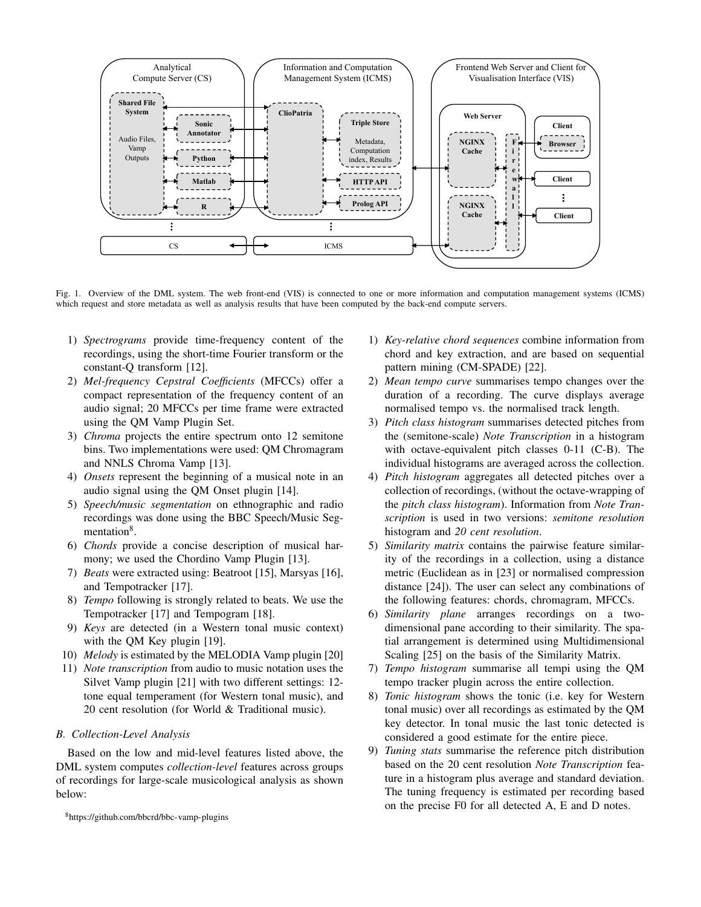Fig. 1. Overview of the DML system. The web front-end (VIS) is connected to one or more information and computation management systems (ICMS) which request and store metadata as well as analysis results that have been computed by the back-end compute servers.

1) *Spectrograms* provide time-frequency content of the recordings, using the short-time Fourier transform or the constant-Q transform [12].
2) *Mel-frequency Cepstral Coefficients* (MFCCs) offer a compact representation of the frequency content of an audio signal; 20 MFCCs per time frame were extracted using the QM Vamp Plugin Set.
3) *Chroma* projects the entire spectrum onto 12 semitone bins. Two implementations were used: QM Chromagram and NNLS Chroma Vamp [13].
4) *Onsets* represent the beginning of a musical note in an audio signal using the QM Onset plugin [14].
5) *Speech/music segmentation* on ethnographic and radio recordings was done using the BBC Speech/Music Segmentation[8].
6) *Chords* provide a concise description of musical harmony; we used the Chordino Vamp Plugin [13].
7) *Beats* were extracted using: Beatroot [15], Marsyas [16], and Tempotracker [17].
8) *Tempo* following is strongly related to beats. We use the Tempotracker [17] and Tempogram [18].
9) *Keys* are detected (in a Western tonal music context) with the QM Key plugin [19].
10) *Melody* is estimated by the MELODIA Vamp plugin [20]
11) *Note transcription* from audio to music notation uses the Silvet Vamp plugin [21] with two different settings: 12-tone equal temperament (for Western tonal music), and 20 cent resolution (for World & Traditional music).

### B. Collection-Level Analysis

Based on the low and mid-level features listed above, the DML system computes *collection-level* features across groups of recordings for large-scale musicological analysis as shown below:

1) *Key-relative chord sequences* combine information from chord and key extraction, and are based on sequential pattern mining (CM-SPADE) [22].
2) *Mean tempo curve* summarises tempo changes over the duration of a recording. The curve displays average normalised tempo vs. the normalised track length.
3) *Pitch class histogram* summarises detected pitches from the (semitone-scale) *Note Transcription* in a histogram with octave-equivalent pitch classes 0-11 (C-B). The individual histograms are averaged across the collection.
4) *Pitch histogram* aggregates all detected pitches over a collection of recordings, (without the octave-wrapping of the *pitch class histogram*). Information from *Note Transcription* is used in two versions: *semitone resolution* histogram and *20 cent resolution*.
5) *Similarity matrix* contains the pairwise feature similarity of the recordings in a collection, using a distance metric (Euclidean as in [23] or normalised compression distance [24]). The user can select any combinations of the following features: chords, chromagram, MFCCs.
6) *Similarity plane* arranges recordings on a two-dimensional pane according to their similarity. The spatial arrangement is determined using Multidimensional Scaling [25] on the basis of the Similarity Matrix.
7) *Tempo histogram* summarise all tempi using the QM tempo tracker plugin across the entire collection.
8) *Tonic histogram* shows the tonic (i.e. key for Western tonal music) over all recordings as estimated by the QM key detector. In tonal music the last tonic detected is considered a good estimate for the entire piece.
9) *Tuning stats* summarise the reference pitch distribution based on the 20 cent resolution *Note Transcription* feature in a histogram plus average and standard deviation. The tuning frequency is estimated per recording based on the precise F0 for all detected A, E and D notes.

[8]https://github.com/bbcrd/bbc-vamp-plugins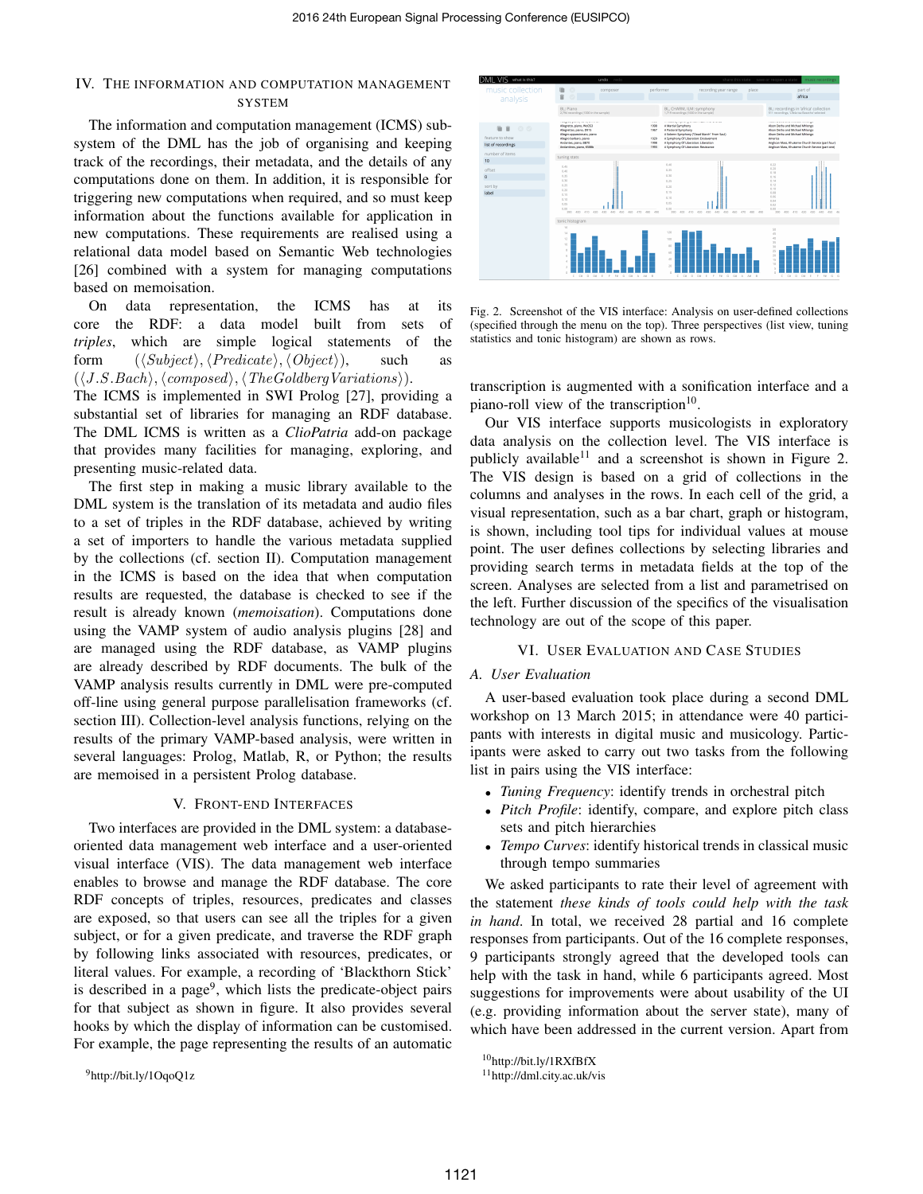## IV. THE INFORMATION AND COMPUTATION MANAGEMENT SYSTEM

The information and computation management (ICMS) subsystem of the DML has the job of organising and keeping track of the recordings, their metadata, and the details of any computations done on them. In addition, it is responsible for triggering new computations when required, and so must keep information about the functions available for application in new computations. These requirements are realised using a relational data model based on Semantic Web technologies [26] combined with a system for managing computations based on memoisation.

On data representation, the ICMS has at its core the RDF: a data model built from sets of *triples*, which are simple logical statements of the form $(\langle Subject \rangle, \langle Predicate \rangle, \langle Object \rangle)$, such as $(\langle J.S.Bach \rangle, \langle composed \rangle, \langle TheGoldbergVariations \rangle)$. The ICMS is implemented in SWI Prolog [27], providing a substantial set of libraries for managing an RDF database. The DML ICMS is written as a *ClioPatria* add-on package that provides many facilities for managing, exploring, and presenting music-related data.

The first step in making a music library available to the DML system is the translation of its metadata and audio files to a set of triples in the RDF database, achieved by writing a set of importers to handle the various metadata supplied by the collections (cf. section II). Computation management in the ICMS is based on the idea that when computation results are requested, the database is checked to see if the result is already known (*memoisation*). Computations done using the VAMP system of audio analysis plugins [28] and are managed using the RDF database, as VAMP plugins are already described by RDF documents. The bulk of the VAMP analysis results currently in DML were pre-computed off-line using general purpose parallelisation frameworks (cf. section III). Collection-level analysis functions, relying on the results of the primary VAMP-based analysis, were written in several languages: Prolog, Matlab, R, or Python; the results are memoised in a persistent Prolog database.

## V. FRONT-END INTERFACES

Two interfaces are provided in the DML system: a database-oriented data management web interface and a user-oriented visual interface (VIS). The data management web interface enables to browse and manage the RDF database. The core RDF concepts of triples, resources, predicates and classes are exposed, so that users can see all the triples for a given subject, or for a given predicate, and traverse the RDF graph by following links associated with resources, predicates, or literal values. For example, a recording of 'Blackthorn Stick' is described in a page[9], which lists the predicate-object pairs for that subject as shown in figure. It also provides several hooks by which the display of information can be customised. For example, the page representing the results of an automatic transcription is augmented with a sonification interface and a piano-roll view of the transcription[10].

Our VIS interface supports musicologists in exploratory data analysis on the collection level. The VIS interface is publicly available[11] and a screenshot is shown in Figure 2. The VIS design is based on a grid of collections in the columns and analyses in the rows. In each cell of the grid, a visual representation, such as a bar chart, graph or histogram, is shown, including tool tips for individual values at mouse point. The user defines collections by selecting libraries and providing search terms in metadata fields at the top of the screen. Analyses are selected from a list and parametrised on the left. Further discussion of the specifics of the visualisation technology are out of the scope of this paper.

Fig. 2. Screenshot of the VIS interface: Analysis on user-defined collections (specified through the menu on the top). Three perspectives (list view, tuning statistics and tonic histogram) are shown as rows.

## VI. USER EVALUATION AND CASE STUDIES

### A. User Evaluation

A user-based evaluation took place during a second DML workshop on 13 March 2015; in attendance were 40 participants with interests in digital music and musicology. Participants were asked to carry out two tasks from the following list in pairs using the VIS interface:

- *Tuning Frequency*: identify trends in orchestral pitch
- *Pitch Profile*: identify, compare, and explore pitch class sets and pitch hierarchies
- *Tempo Curves*: identify historical trends in classical music through tempo summaries

We asked participants to rate their level of agreement with the statement *these kinds of tools could help with the task in hand*. In total, we received 28 partial and 16 complete responses from participants. Out of the 16 complete responses, 9 participants strongly agreed that the developed tools can help with the task in hand, while 6 participants agreed. Most suggestions for improvements were about usability of the UI (e.g. providing information about the server state), many of which have been addressed in the current version. Apart from

[9] http://bit.ly/1OqoQ1z

[10] http://bit.ly/1RXfBfX

[11] http://dml.city.ac.uk/vis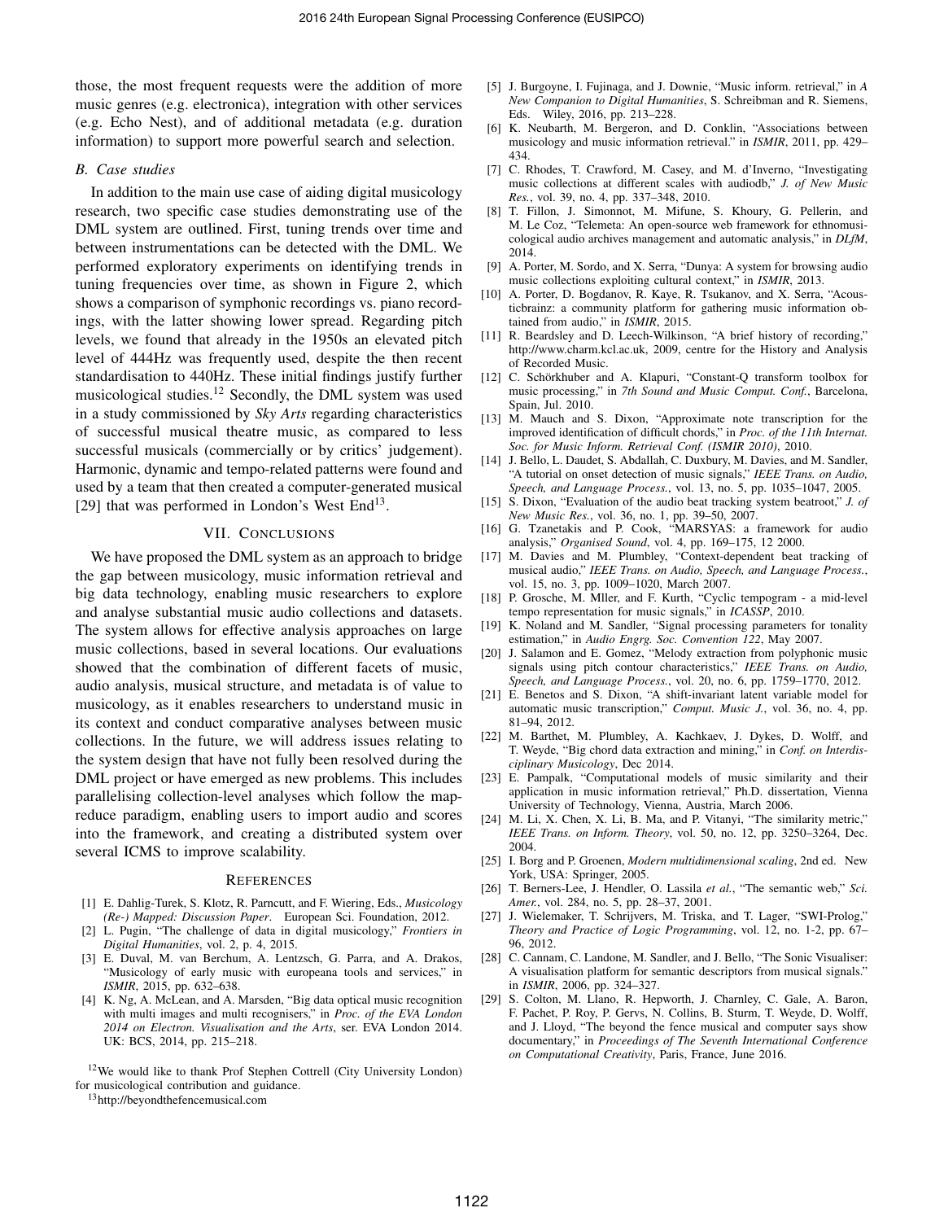those, the most frequent requests were the addition of more music genres (e.g. electronica), integration with other services (e.g. Echo Nest), and of additional metadata (e.g. duration information) to support more powerful search and selection.

### *B. Case studies*

In addition to the main use case of aiding digital musicology research, two specific case studies demonstrating use of the DML system are outlined. First, tuning trends over time and between instrumentations can be detected with the DML. We performed exploratory experiments on identifying trends in tuning frequencies over time, as shown in Figure 2, which shows a comparison of symphonic recordings vs. piano recordings, with the latter showing lower spread. Regarding pitch levels, we found that already in the 1950s an elevated pitch level of 444Hz was frequently used, despite the then recent standardisation to 440Hz. These initial findings justify further musicological studies.[12] Secondly, the DML system was used in a study commissioned by *Sky Arts* regarding characteristics of successful musical theatre music, as compared to less successful musicals (commercially or by critics' judgement). Harmonic, dynamic and tempo-related patterns were found and used by a team that then created a computer-generated musical [29] that was performed in London's West End[13].

## VII. CONCLUSIONS

We have proposed the DML system as an approach to bridge the gap between musicology, music information retrieval and big data technology, enabling music researchers to explore and analyse substantial music audio collections and datasets. The system allows for effective analysis approaches on large music collections, based in several locations. Our evaluations showed that the combination of different facets of music, audio analysis, musical structure, and metadata is of value to musicology, as it enables researchers to understand music in its context and conduct comparative analyses between music collections. In the future, we will address issues relating to the system design that have not fully been resolved during the DML project or have emerged as new problems. This includes parallelising collection-level analyses which follow the map-reduce paradigm, enabling users to import audio and scores into the framework, and creating a distributed system over several ICMS to improve scalability.

[12]We would like to thank Prof Stephen Cottrell (City University London) for musicological contribution and guidance.

[13]http://beyondthefencemusical.com

## REFERENCES

[1] E. Dahlig-Turek, S. Klotz, R. Parncutt, and F. Wiering, Eds., *Musicology (Re-) Mapped: Discussion Paper*. European Sci. Foundation, 2012.

[2] L. Pugin, "The challenge of data in digital musicology," *Frontiers in Digital Humanities*, vol. 2, p. 4, 2015.

[3] E. Duval, M. van Berchum, A. Lentzsch, G. Parra, and A. Drakos, "Musicology of early music with europeana tools and services," in *ISMIR*, 2015, pp. 632–638.

[4] K. Ng, A. McLean, and A. Marsden, "Big data optical music recognition with multi images and multi recognisers," in *Proc. of the EVA London 2014 on Electron. Visualisation and the Arts*, ser. EVA London 2014. UK: BCS, 2014, pp. 215–218.

[5] J. Burgoyne, I. Fujinaga, and J. Downie, "Music inform. retrieval," in *A New Companion to Digital Humanities*, S. Schreibman and R. Siemens, Eds. Wiley, 2016, pp. 213–228.

[6] K. Neubarth, M. Bergeron, and D. Conklin, "Associations between musicology and music information retrieval." in *ISMIR*, 2011, pp. 429–434.

[7] C. Rhodes, T. Crawford, M. Casey, and M. d'Inverno, "Investigating music collections at different scales with audiodb," *J. of New Music Res.*, vol. 39, no. 4, pp. 337–348, 2010.

[8] T. Fillon, J. Simonnot, M. Mifune, S. Khoury, G. Pellerin, and M. Le Coz, "Telemeta: An open-source web framework for ethnomusicological audio archives management and automatic analysis," in *DLfM*, 2014.

[9] A. Porter, M. Sordo, and X. Serra, "Dunya: A system for browsing audio music collections exploiting cultural context," in *ISMIR*, 2013.

[10] A. Porter, D. Bogdanov, R. Kaye, R. Tsukanov, and X. Serra, "Acousticbrainz: a community platform for gathering music information obtained from audio," in *ISMIR*, 2015.

[11] R. Beardsley and D. Leech-Wilkinson, "A brief history of recording," http://www.charm.kcl.ac.uk, 2009, centre for the History and Analysis of Recorded Music.

[12] C. Schörkhuber and A. Klapuri, "Constant-Q transform toolbox for music processing," in *7th Sound and Music Comput. Conf.*, Barcelona, Spain, Jul. 2010.

[13] M. Mauch and S. Dixon, "Approximate note transcription for the improved identification of difficult chords," in *Proc. of the 11th Internat. Soc. for Music Inform. Retrieval Conf. (ISMIR 2010)*, 2010.

[14] J. Bello, L. Daudet, S. Abdallah, C. Duxbury, M. Davies, and M. Sandler, "A tutorial on onset detection of music signals," *IEEE Trans. on Audio, Speech, and Language Process.*, vol. 13, no. 5, pp. 1035–1047, 2005.

[15] S. Dixon, "Evaluation of the audio beat tracking system beatroot," *J. of New Music Res.*, vol. 36, no. 1, pp. 39–50, 2007.

[16] G. Tzanetakis and P. Cook, "MARSYAS: a framework for audio analysis," *Organised Sound*, vol. 4, pp. 169–175, 12 2000.

[17] M. Davies and M. Plumbley, "Context-dependent beat tracking of musical audio," *IEEE Trans. on Audio, Speech, and Language Process.*, vol. 15, no. 3, pp. 1009–1020, March 2007.

[18] P. Grosche, M. Mller, and F. Kurth, "Cyclic tempogram - a mid-level tempo representation for music signals," in *ICASSP*, 2010.

[19] K. Noland and M. Sandler, "Signal processing parameters for tonality estimation," in *Audio Engrg. Soc. Convention 122*, May 2007.

[20] J. Salamon and E. Gomez, "Melody extraction from polyphonic music signals using pitch contour characteristics," *IEEE Trans. on Audio, Speech, and Language Process.*, vol. 20, no. 6, pp. 1759–1770, 2012.

[21] E. Benetos and S. Dixon, "A shift-invariant latent variable model for automatic music transcription," *Comput. Music J.*, vol. 36, no. 4, pp. 81–94, 2012.

[22] M. Barthet, M. Plumbley, A. Kachkaev, J. Dykes, D. Wolff, and T. Weyde, "Big chord data extraction and mining," in *Conf. on Interdisciplinary Musicology*, Dec 2014.

[23] E. Pampalk, "Computational models of music similarity and their application in music information retrieval," Ph.D. dissertation, Vienna University of Technology, Vienna, Austria, March 2006.

[24] M. Li, X. Chen, X. Li, B. Ma, and P. Vitanyi, "The similarity metric," *IEEE Trans. on Inform. Theory*, vol. 50, no. 12, pp. 3250–3264, Dec. 2004.

[25] I. Borg and P. Groenen, *Modern multidimensional scaling*, 2nd ed. New York, USA: Springer, 2005.

[26] T. Berners-Lee, J. Hendler, O. Lassila *et al.*, "The semantic web," *Sci. Amer.*, vol. 284, no. 5, pp. 28–37, 2001.

[27] J. Wielemaker, T. Schrijvers, M. Triska, and T. Lager, "SWI-Prolog," *Theory and Practice of Logic Programming*, vol. 12, no. 1-2, pp. 67–96, 2012.

[28] C. Cannam, C. Landone, M. Sandler, and J. Bello, "The Sonic Visualiser: A visualisation platform for semantic descriptors from musical signals." in *ISMIR*, 2006, pp. 324–327.

[29] S. Colton, M. Llano, R. Hepworth, J. Charnley, C. Gale, A. Baron, F. Pachet, P. Roy, P. Gervs, N. Collins, B. Sturm, T. Weyde, D. Wolff, and J. Lloyd, "The beyond the fence musical and computer says show documentary," in *Proceedings of The Seventh International Conference on Computational Creativity*, Paris, France, June 2016.